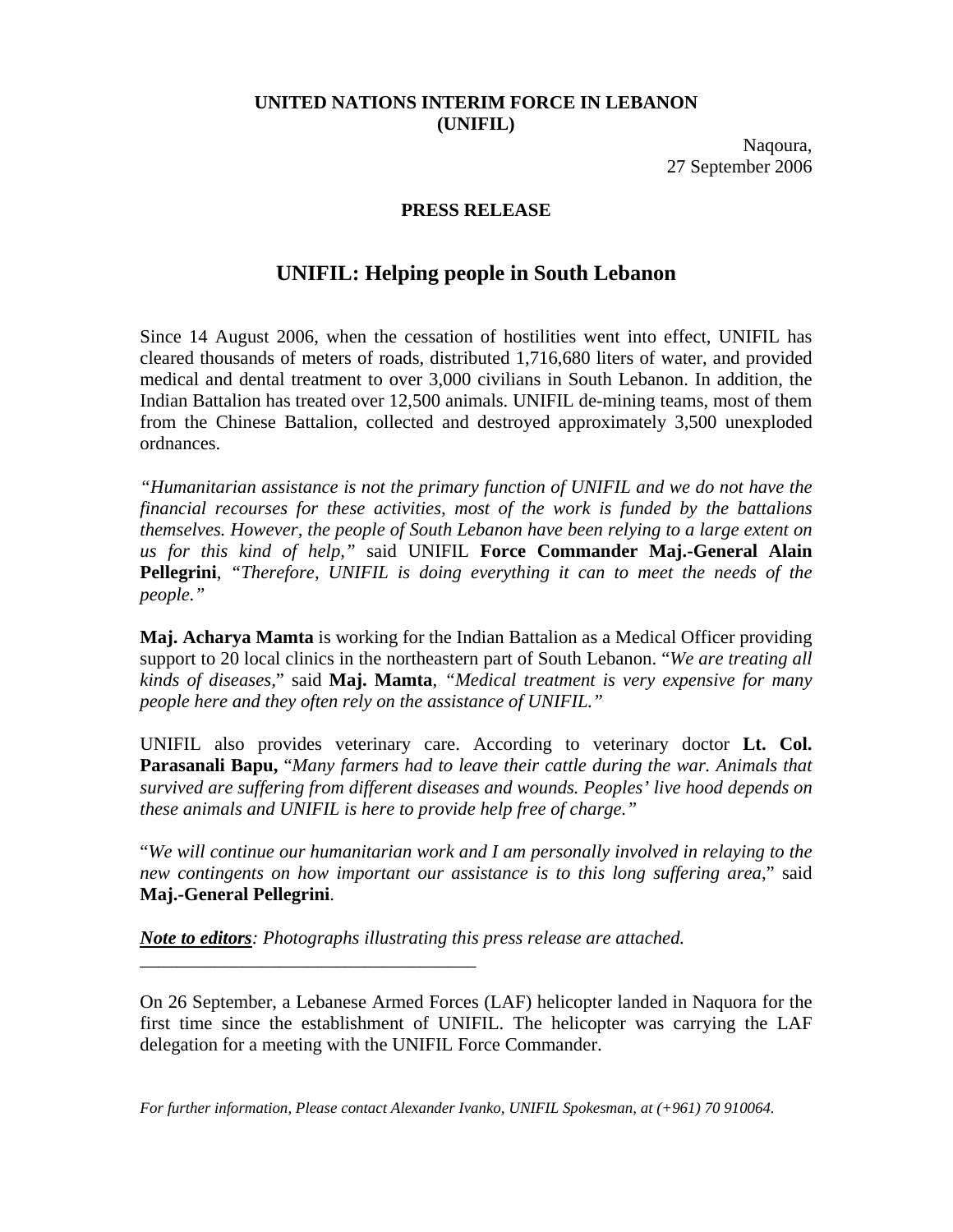**UNITED NATIONS INTERIM FORCE IN LEBANON**
**(UNIFIL)**

Naqoura,
27 September 2006

**PRESS RELEASE**

# UNIFIL: Helping people in South Lebanon

Since 14 August 2006, when the cessation of hostilities went into effect, UNIFIL has cleared thousands of meters of roads, distributed 1,716,680 liters of water, and provided medical and dental treatment to over 3,000 civilians in South Lebanon. In addition, the Indian Battalion has treated over 12,500 animals. UNIFIL de-mining teams, most of them from the Chinese Battalion, collected and destroyed approximately 3,500 unexploded ordnances.

*"Humanitarian assistance is not the primary function of UNIFIL and we do not have the financial recourses for these activities, most of the work is funded by the battalions themselves. However, the people of South Lebanon have been relying to a large extent on us for this kind of help,"* said UNIFIL **Force Commander Maj.-General Alain Pellegrini**, *"Therefore, UNIFIL is doing everything it can to meet the needs of the people."*

**Maj. Acharya Mamta** is working for the Indian Battalion as a Medical Officer providing support to 20 local clinics in the northeastern part of South Lebanon. "*We are treating all kinds of diseases*," said **Maj. Mamta**, *"Medical treatment is very expensive for many people here and they often rely on the assistance of UNIFIL."*

UNIFIL also provides veterinary care. According to veterinary doctor **Lt. Col. Parasanali Bapu,** "*Many farmers had to leave their cattle during the war. Animals that survived are suffering from different diseases and wounds. Peoples' live hood depends on these animals and UNIFIL is here to provide help free of charge."*

"*We will continue our humanitarian work and I am personally involved in relaying to the new contingents on how important our assistance is to this long suffering area*," said **Maj.-General Pellegrini**.

***Note to editors****: Photographs illustrating this press release are attached.*

---

On 26 September, a Lebanese Armed Forces (LAF) helicopter landed in Naquora for the first time since the establishment of UNIFIL. The helicopter was carrying the LAF delegation for a meeting with the UNIFIL Force Commander.

*For further information, Please contact Alexander Ivanko, UNIFIL Spokesman, at (+961) 70 910064.*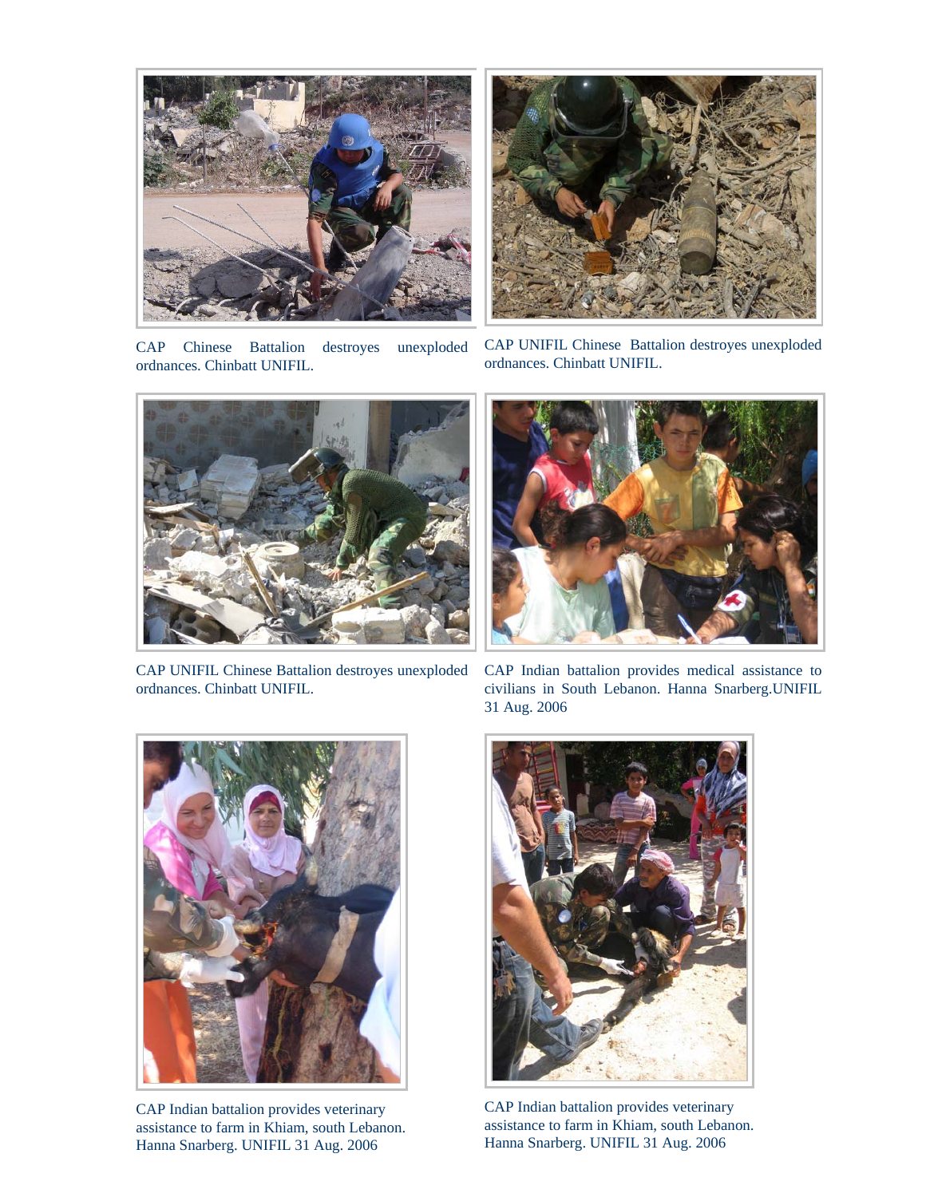CAP Chinese Battalion destroyes unexploded ordnances. Chinbatt UNIFIL.

CAP UNIFIL Chinese Battalion destroyes unexploded ordnances. Chinbatt UNIFIL.

CAP UNIFIL Chinese Battalion destroyes unexploded ordnances. Chinbatt UNIFIL.

CAP Indian battalion provides medical assistance to civilians in South Lebanon. Hanna Snarberg.UNIFIL 31 Aug. 2006

CAP Indian battalion provides veterinary assistance to farm in Khiam, south Lebanon. Hanna Snarberg. UNIFIL 31 Aug. 2006

CAP Indian battalion provides veterinary assistance to farm in Khiam, south Lebanon. Hanna Snarberg. UNIFIL 31 Aug. 2006